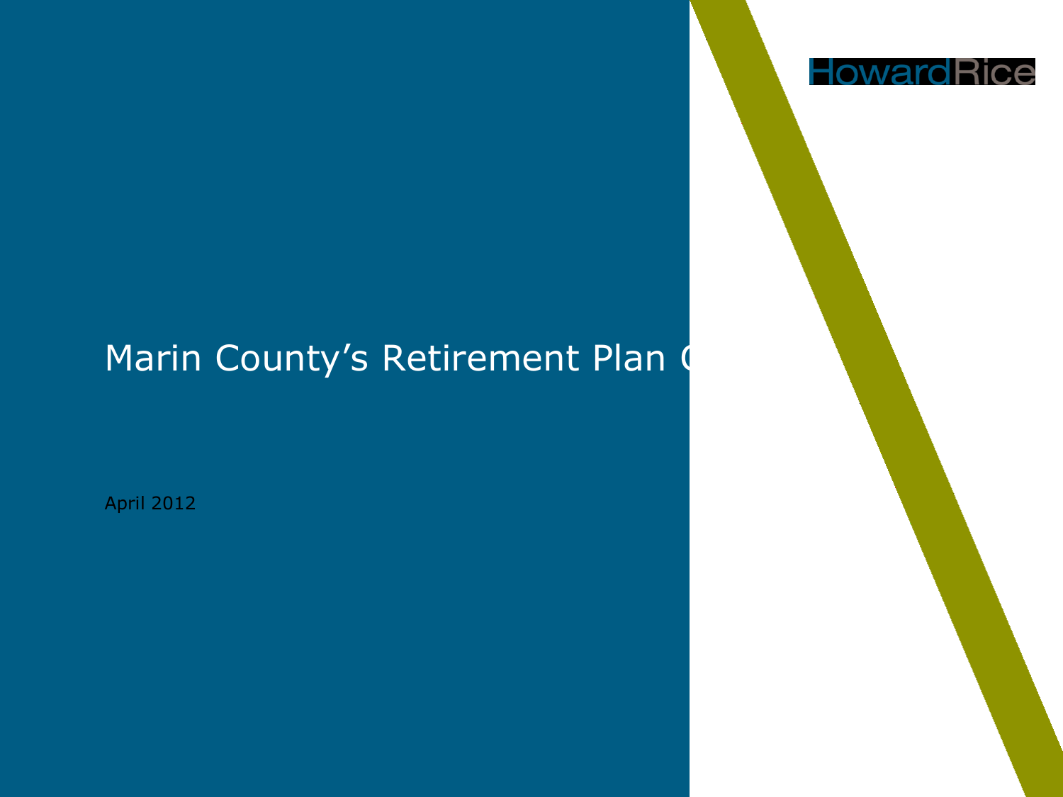HowardRice

# Marin County's Retirement Plan C

April 2012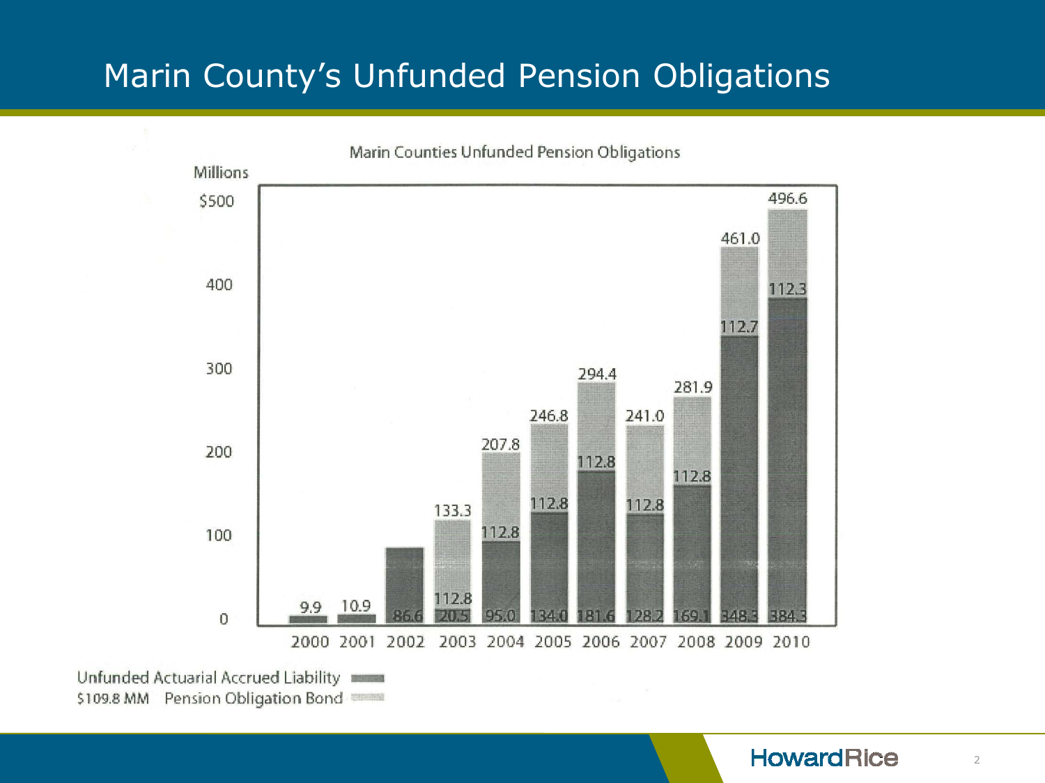# Marin County's Unfunded Pension Obligations

Marin Counties Unfunded Pension Obligations

| Year | Unfunded Actuarial Accrued Liability (Millions) | $109.8 MM Pension Obligation Bond (Millions) | Total (Millions) |
|---|---|---|---|
| 2000 | 9.9 | | 9.9 |
| 2001 | 10.9 | | 10.9 |
| 2002 | 86.6 | | |
| 2003 | 20.5 | 112.8 | 133.3 |
| 2004 | 95.0 | 112.8 | 207.8 |
| 2005 | 134.0 | 112.8 | 246.8 |
| 2006 | 181.6 | 112.8 | 294.4 |
| 2007 | 128.2 | 112.8 | 241.0 |
| 2008 | 169.1 | 112.8 | 281.9 |
| 2009 | 348.3 | 112.7 | 461.0 |
| 2010 | 384.3 | 112.3 | 496.6 |

Unfunded Actuarial Accrued Liability

$109.8 MM Pension Obligation Bond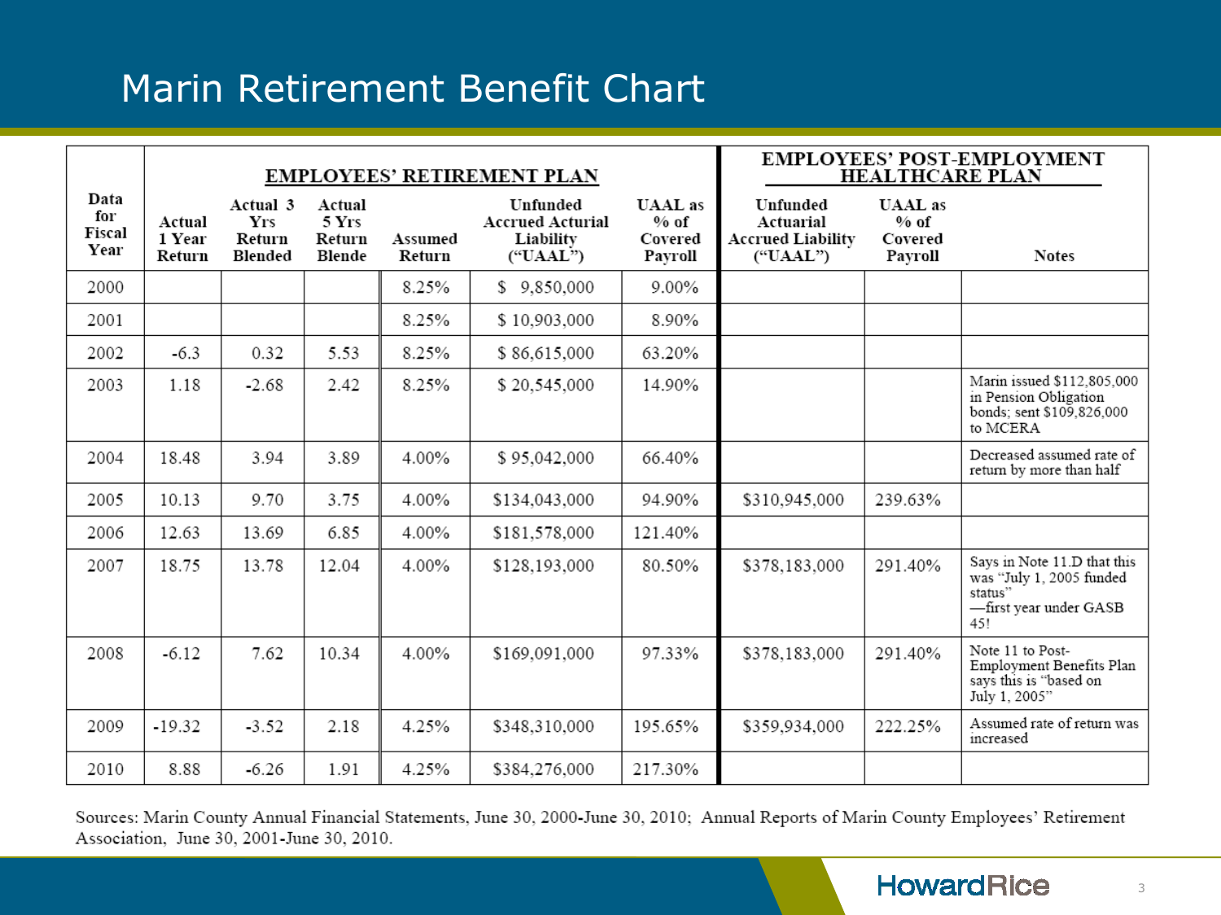# Marin Retirement Benefit Chart

| Data for Fiscal Year | EMPLOYEES' RETIREMENT PLAN | | | | | | EMPLOYEES' POST-EMPLOYMENT HEALTHCARE PLAN | | |
|---|---|---|---|---|---|---|---|---|---|
| | Actual 1 Year Return | Actual 3 Yrs Return Blended | Actual 5 Yrs Return Blende | Assumed Return | Unfunded Accrued Acturial Liability ("UAAL") | UAAL as % of Covered Payroll | Unfunded Actuarial Accrued Liability ("UAAL") | UAAL as % of Covered Payroll | Notes |
| 2000 | | | | 8.25% | $ 9,850,000 | 9.00% | | | |
| 2001 | | | | 8.25% | $ 10,903,000 | 8.90% | | | |
| 2002 | -6.3 | 0.32 | 5.53 | 8.25% | $ 86,615,000 | 63.20% | | | |
| 2003 | 1.18 | -2.68 | 2.42 | 8.25% | $ 20,545,000 | 14.90% | | | Marin issued $112,805,000 in Pension Obligation bonds; sent $109,826,000 to MCERA |
| 2004 | 18.48 | 3.94 | 3.89 | 4.00% | $ 95,042,000 | 66.40% | | | Decreased assumed rate of return by more than half |
| 2005 | 10.13 | 9.70 | 3.75 | 4.00% | $134,043,000 | 94.90% | $310,945,000 | 239.63% | |
| 2006 | 12.63 | 13.69 | 6.85 | 4.00% | $181,578,000 | 121.40% | | | |
| 2007 | 18.75 | 13.78 | 12.04 | 4.00% | $128,193,000 | 80.50% | $378,183,000 | 291.40% | Says in Note 11.D that this was "July 1, 2005 funded status" —first year under GASB 45! |
| 2008 | -6.12 | 7.62 | 10.34 | 4.00% | $169,091,000 | 97.33% | $378,183,000 | 291.40% | Note 11 to Post-Employment Benefits Plan says this is "based on July 1, 2005" |
| 2009 | -19.32 | -3.52 | 2.18 | 4.25% | $348,310,000 | 195.65% | $359,934,000 | 222.25% | Assumed rate of return was increased |
| 2010 | 8.88 | -6.26 | 1.91 | 4.25% | $384,276,000 | 217.30% | | | |

Sources: Marin County Annual Financial Statements, June 30, 2000-June 30, 2010; Annual Reports of Marin County Employees' Retirement Association, June 30, 2001-June 30, 2010.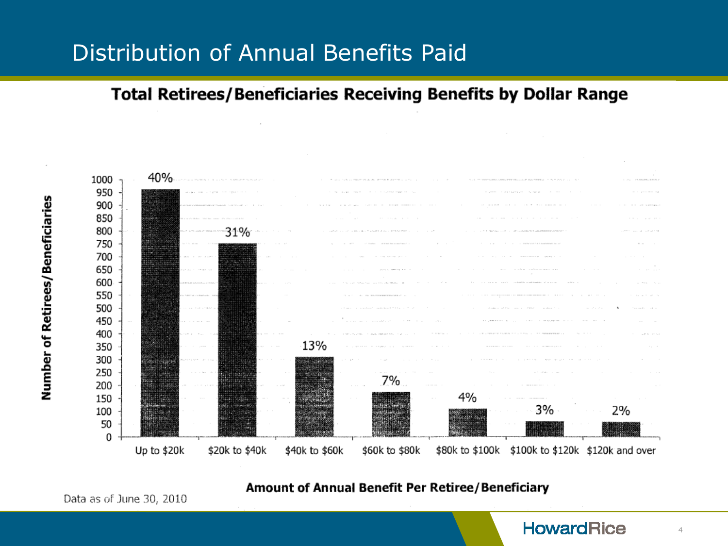# Distribution of Annual Benefits Paid

## Total Retirees/Beneficiaries Receiving Benefits by Dollar Range

| Amount of Annual Benefit Per Retiree/Beneficiary | Percentage |
|---|---|
| Up to $20k | 40% |
| $20k to $40k | 31% |
| $40k to $60k | 13% |
| $60k to $80k | 7% |
| $80k to $100k | 4% |
| $100k to $120k | 3% |
| $120k and over | 2% |

Y-axis: Number of Retirees/Beneficiaries (0–1000)

X-axis: Amount of Annual Benefit Per Retiree/Beneficiary

Data as of June 30, 2010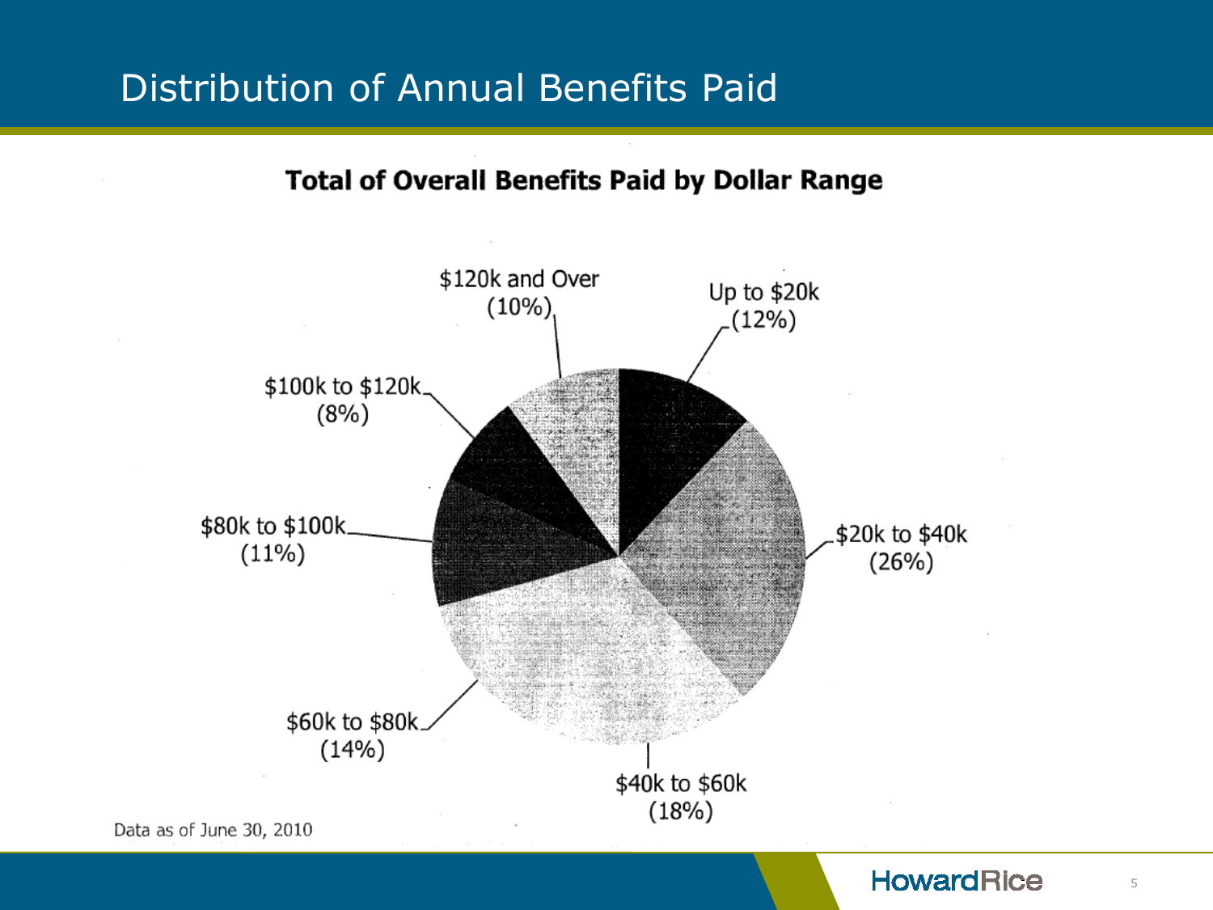# Distribution of Annual Benefits Paid

**Total of Overall Benefits Paid by Dollar Range**

- Up to $20k (12%)
- $20k to $40k (26%)
- $40k to $60k (18%)
- $60k to $80k (14%)
- $80k to $100k (11%)
- $100k to $120k (8%)
- $120k and Over (10%)

Data as of June 30, 2010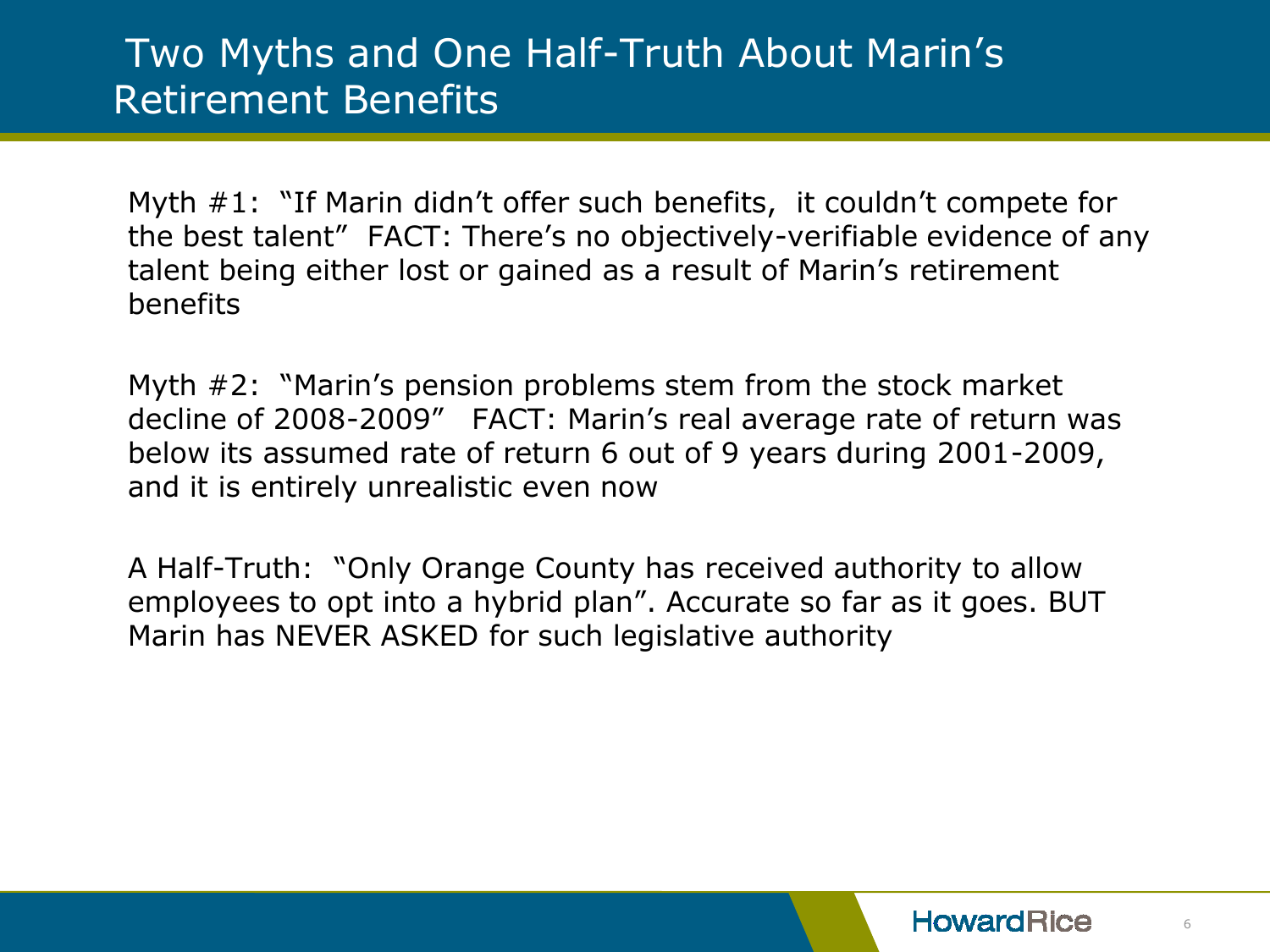# Two Myths and One Half-Truth About Marin's Retirement Benefits

Myth #1: "If Marin didn't offer such benefits, it couldn't compete for the best talent" FACT: There's no objectively-verifiable evidence of any talent being either lost or gained as a result of Marin's retirement benefits

Myth #2: "Marin's pension problems stem from the stock market decline of 2008-2009" FACT: Marin's real average rate of return was below its assumed rate of return 6 out of 9 years during 2001-2009, and it is entirely unrealistic even now

A Half-Truth: "Only Orange County has received authority to allow employees to opt into a hybrid plan". Accurate so far as it goes. BUT Marin has NEVER ASKED for such legislative authority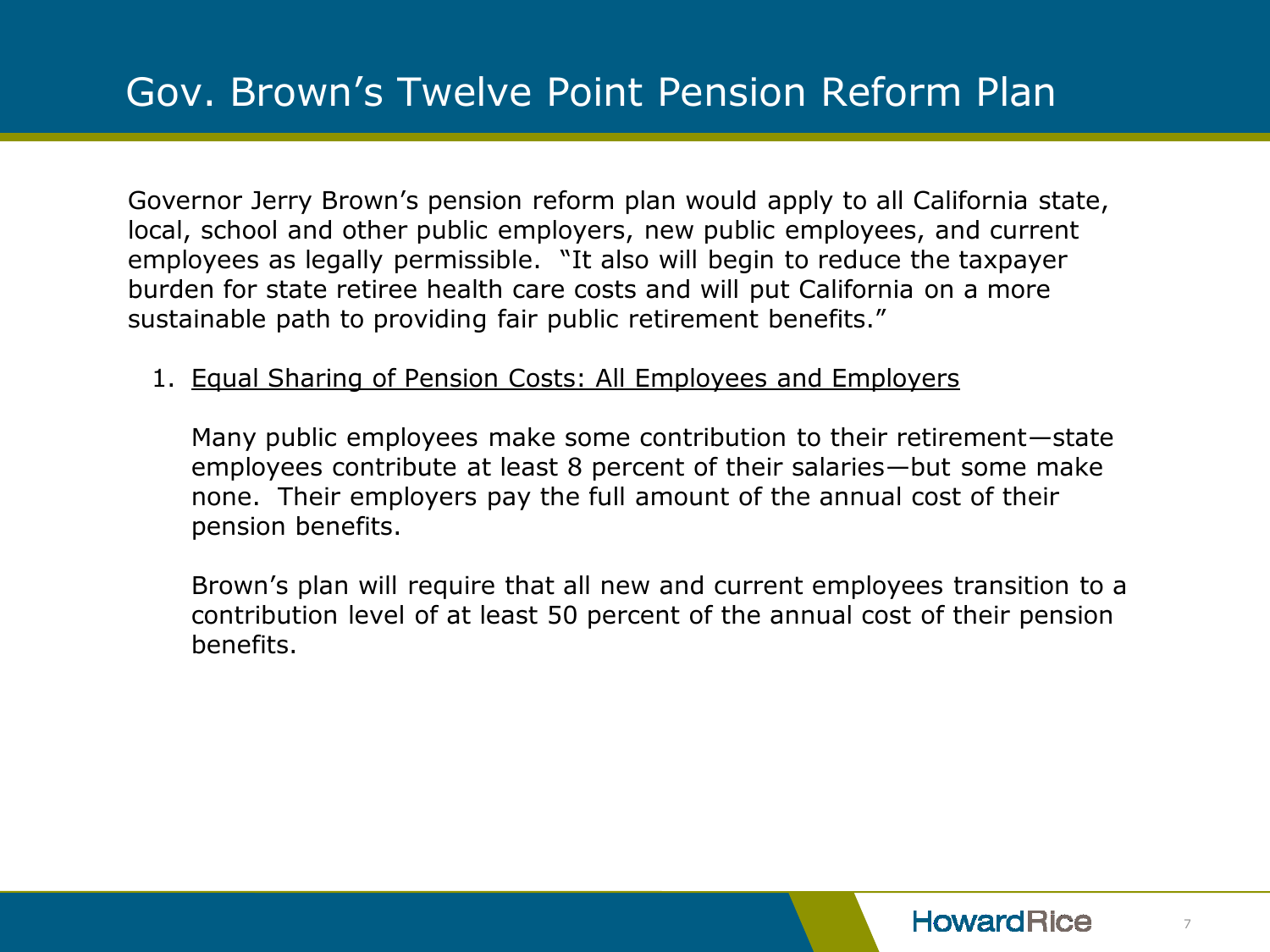# Gov. Brown's Twelve Point Pension Reform Plan

Governor Jerry Brown's pension reform plan would apply to all California state, local, school and other public employers, new public employees, and current employees as legally permissible. "It also will begin to reduce the taxpayer burden for state retiree health care costs and will put California on a more sustainable path to providing fair public retirement benefits."

1. <u>Equal Sharing of Pension Costs: All Employees and Employers</u>

   Many public employees make some contribution to their retirement—state employees contribute at least 8 percent of their salaries—but some make none. Their employers pay the full amount of the annual cost of their pension benefits.

   Brown's plan will require that all new and current employees transition to a contribution level of at least 50 percent of the annual cost of their pension benefits.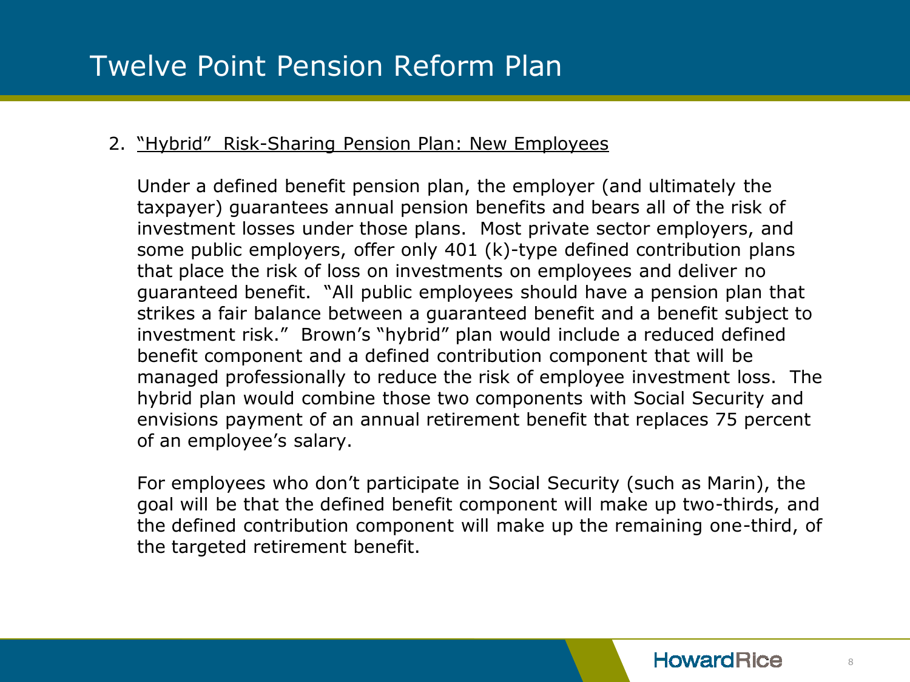# Twelve Point Pension Reform Plan

2. "Hybrid" Risk-Sharing Pension Plan: New Employees

   Under a defined benefit pension plan, the employer (and ultimately the taxpayer) guarantees annual pension benefits and bears all of the risk of investment losses under those plans. Most private sector employers, and some public employers, offer only 401 (k)-type defined contribution plans that place the risk of loss on investments on employees and deliver no guaranteed benefit. "All public employees should have a pension plan that strikes a fair balance between a guaranteed benefit and a benefit subject to investment risk." Brown's "hybrid" plan would include a reduced defined benefit component and a defined contribution component that will be managed professionally to reduce the risk of employee investment loss. The hybrid plan would combine those two components with Social Security and envisions payment of an annual retirement benefit that replaces 75 percent of an employee's salary.

   For employees who don't participate in Social Security (such as Marin), the goal will be that the defined benefit component will make up two-thirds, and the defined contribution component will make up the remaining one-third, of the targeted retirement benefit.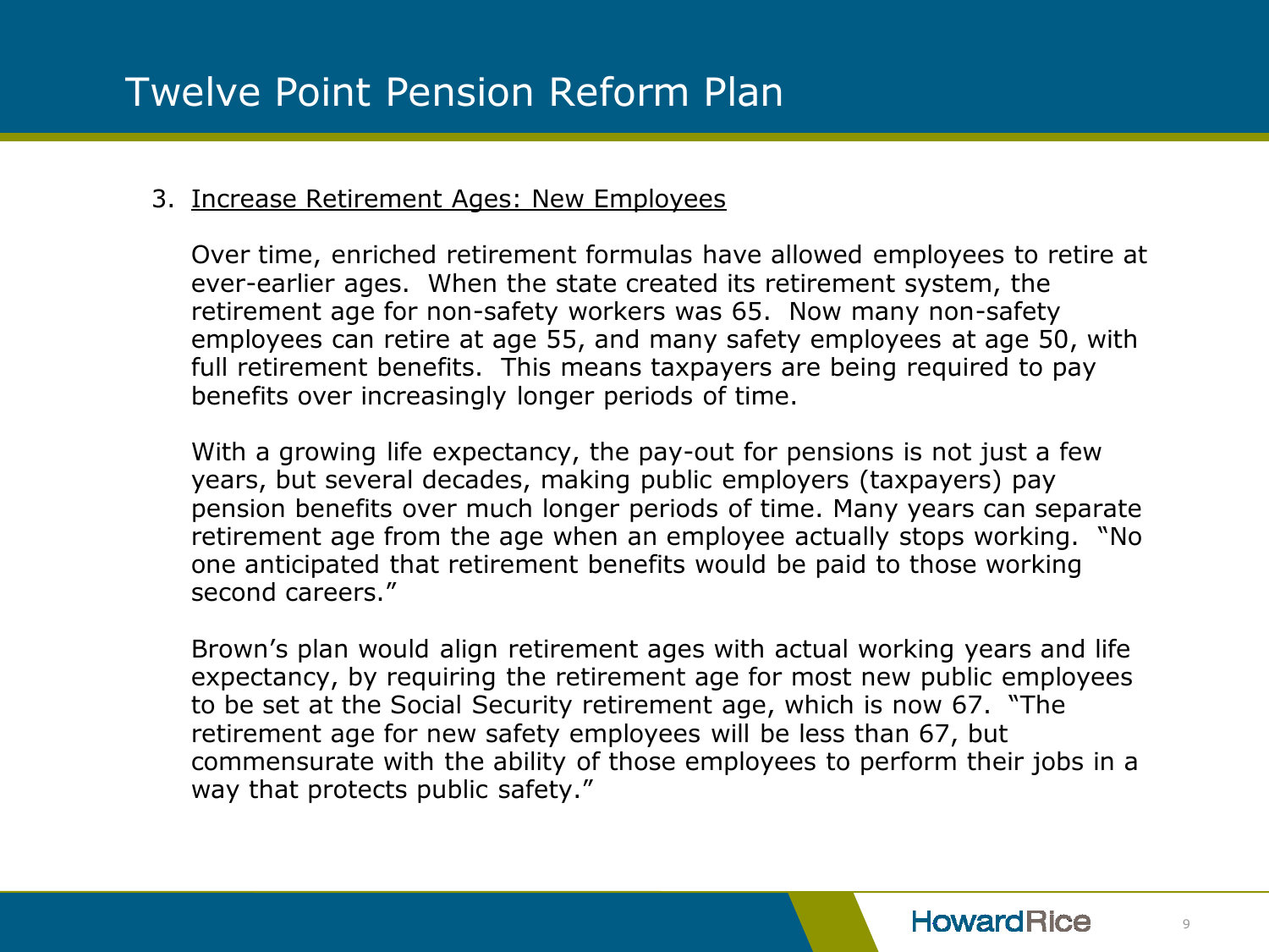# Twelve Point Pension Reform Plan

3. Increase Retirement Ages: New Employees

   Over time, enriched retirement formulas have allowed employees to retire at ever-earlier ages. When the state created its retirement system, the retirement age for non-safety workers was 65. Now many non-safety employees can retire at age 55, and many safety employees at age 50, with full retirement benefits. This means taxpayers are being required to pay benefits over increasingly longer periods of time.

   With a growing life expectancy, the pay-out for pensions is not just a few years, but several decades, making public employers (taxpayers) pay pension benefits over much longer periods of time. Many years can separate retirement age from the age when an employee actually stops working. "No one anticipated that retirement benefits would be paid to those working second careers."

   Brown's plan would align retirement ages with actual working years and life expectancy, by requiring the retirement age for most new public employees to be set at the Social Security retirement age, which is now 67. "The retirement age for new safety employees will be less than 67, but commensurate with the ability of those employees to perform their jobs in a way that protects public safety."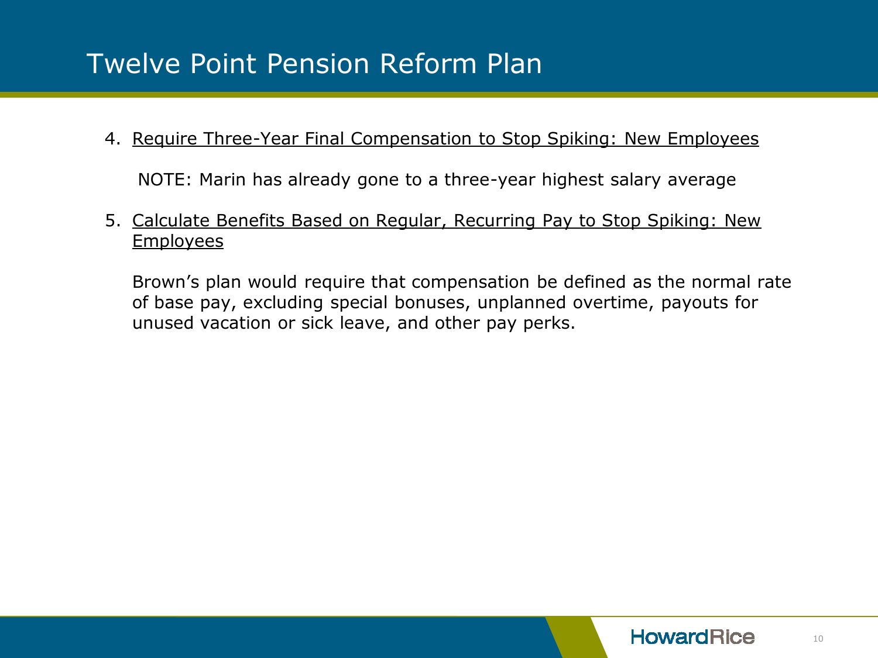# Twelve Point Pension Reform Plan

4. <u>Require Three-Year Final Compensation to Stop Spiking: New Employees</u>

   NOTE: Marin has already gone to a three-year highest salary average

5. <u>Calculate Benefits Based on Regular, Recurring Pay to Stop Spiking: New Employees</u>

   Brown's plan would require that compensation be defined as the normal rate of base pay, excluding special bonuses, unplanned overtime, payouts for unused vacation or sick leave, and other pay perks.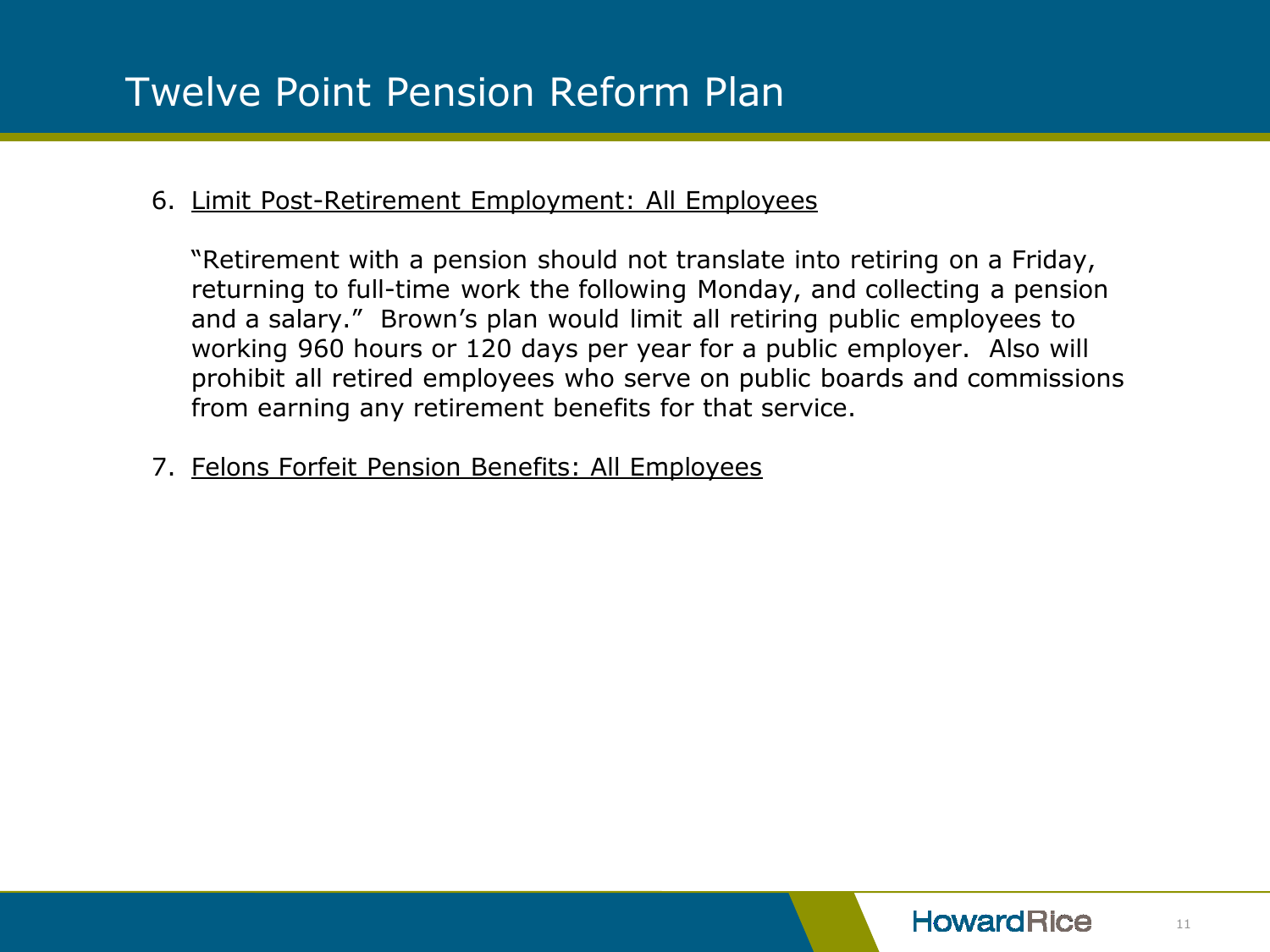# Twelve Point Pension Reform Plan

6. Limit Post-Retirement Employment: All Employees

   "Retirement with a pension should not translate into retiring on a Friday, returning to full-time work the following Monday, and collecting a pension and a salary." Brown's plan would limit all retiring public employees to working 960 hours or 120 days per year for a public employer. Also will prohibit all retired employees who serve on public boards and commissions from earning any retirement benefits for that service.

7. Felons Forfeit Pension Benefits: All Employees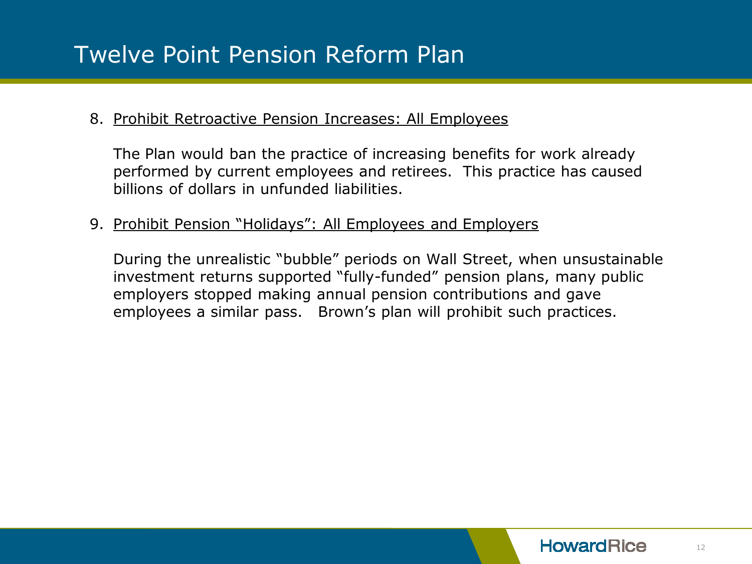# Twelve Point Pension Reform Plan

8. Prohibit Retroactive Pension Increases: All Employees

   The Plan would ban the practice of increasing benefits for work already performed by current employees and retirees. This practice has caused billions of dollars in unfunded liabilities.

9. Prohibit Pension "Holidays": All Employees and Employers

   During the unrealistic "bubble" periods on Wall Street, when unsustainable investment returns supported "fully-funded" pension plans, many public employers stopped making annual pension contributions and gave employees a similar pass. Brown's plan will prohibit such practices.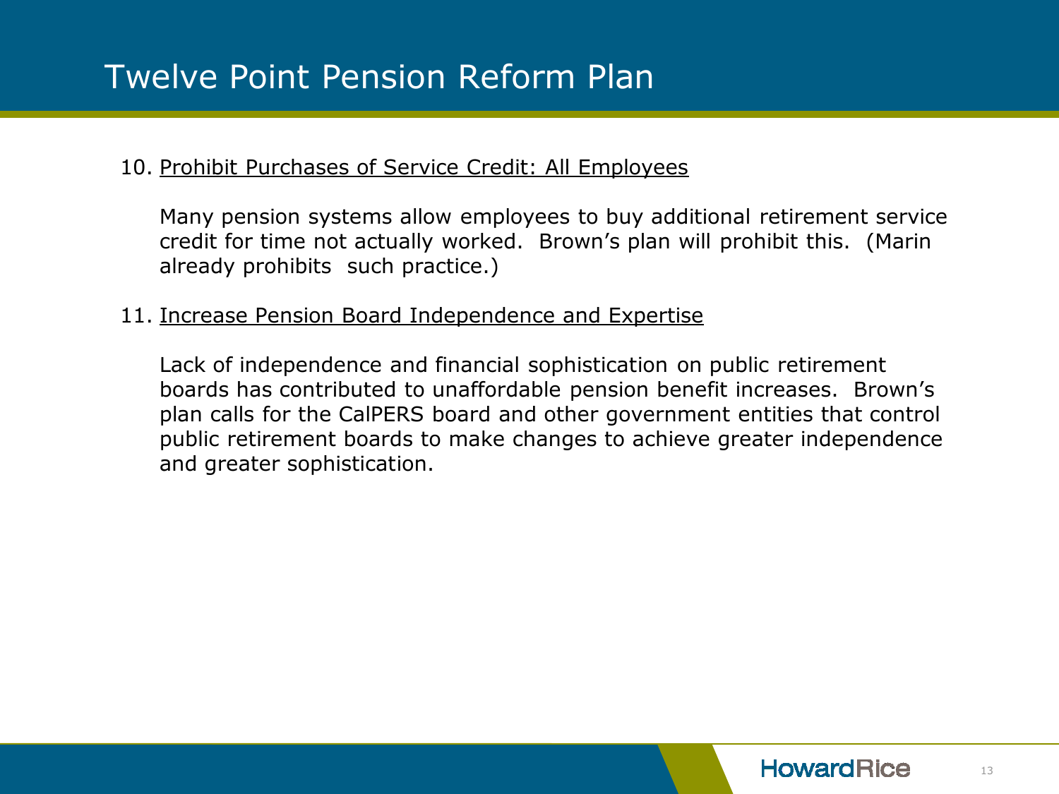# Twelve Point Pension Reform Plan

10. Prohibit Purchases of Service Credit: All Employees

    Many pension systems allow employees to buy additional retirement service credit for time not actually worked. Brown's plan will prohibit this. (Marin already prohibits such practice.)

11. Increase Pension Board Independence and Expertise

    Lack of independence and financial sophistication on public retirement boards has contributed to unaffordable pension benefit increases. Brown's plan calls for the CalPERS board and other government entities that control public retirement boards to make changes to achieve greater independence and greater sophistication.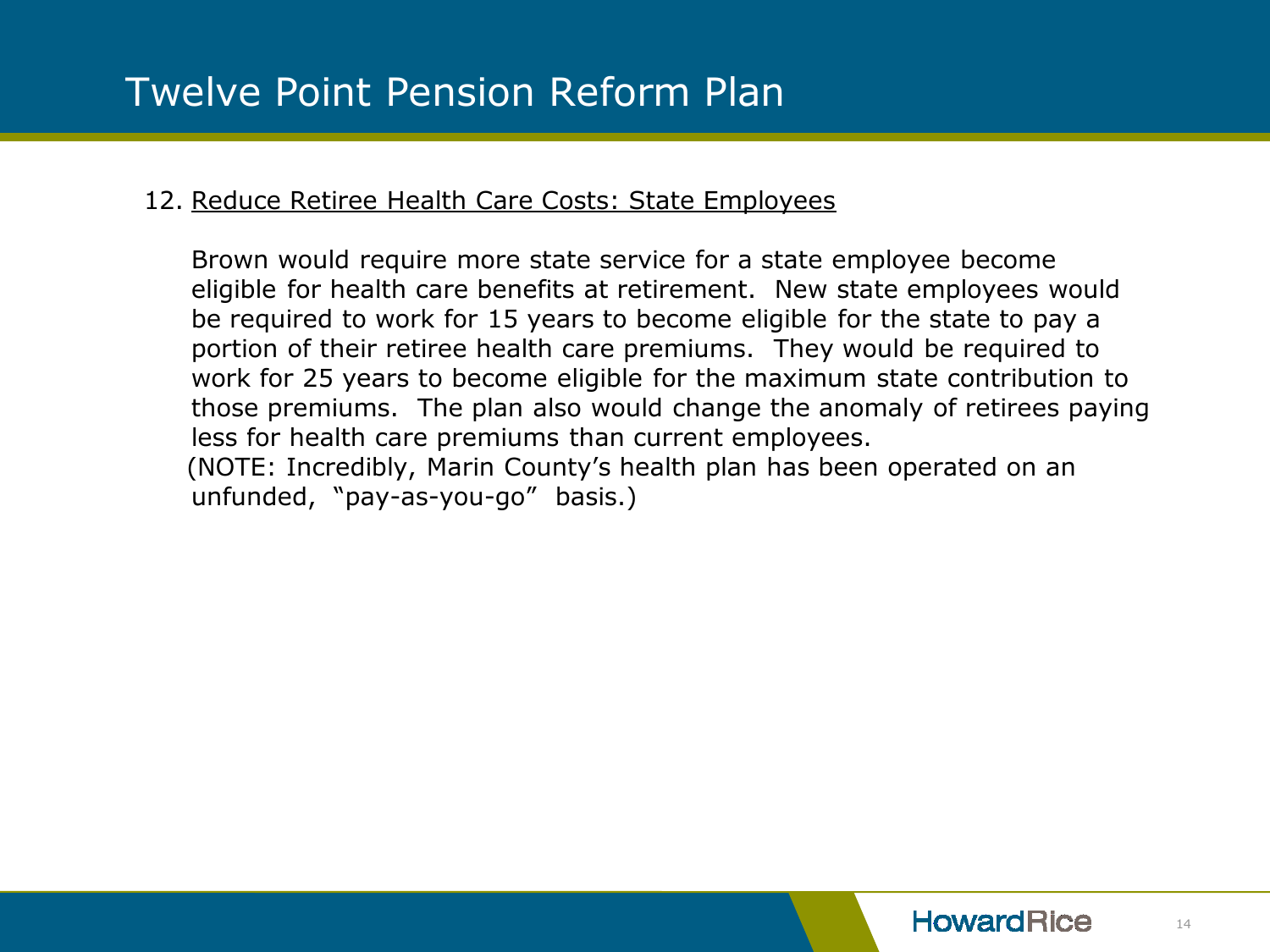# Twelve Point Pension Reform Plan

12. Reduce Retiree Health Care Costs: State Employees

    Brown would require more state service for a state employee become eligible for health care benefits at retirement. New state employees would be required to work for 15 years to become eligible for the state to pay a portion of their retiree health care premiums. They would be required to work for 25 years to become eligible for the maximum state contribution to those premiums. The plan also would change the anomaly of retirees paying less for health care premiums than current employees.
    (NOTE: Incredibly, Marin County's health plan has been operated on an unfunded, "pay-as-you-go" basis.)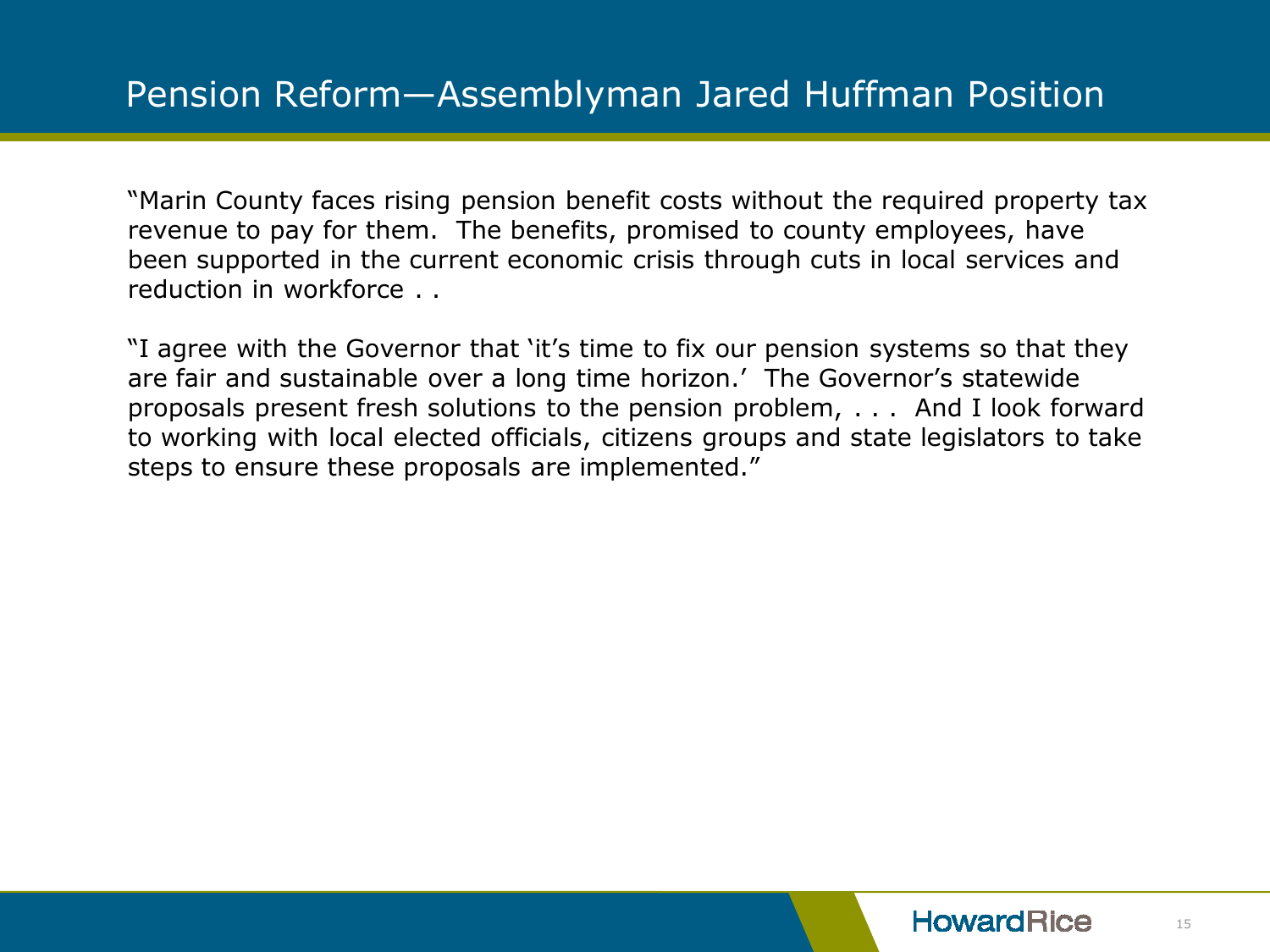# Pension Reform—Assemblyman Jared Huffman Position

"Marin County faces rising pension benefit costs without the required property tax revenue to pay for them. The benefits, promised to county employees, have been supported in the current economic crisis through cuts in local services and reduction in workforce . .

"I agree with the Governor that 'it's time to fix our pension systems so that they are fair and sustainable over a long time horizon.' The Governor's statewide proposals present fresh solutions to the pension problem, . . . And I look forward to working with local elected officials, citizens groups and state legislators to take steps to ensure these proposals are implemented."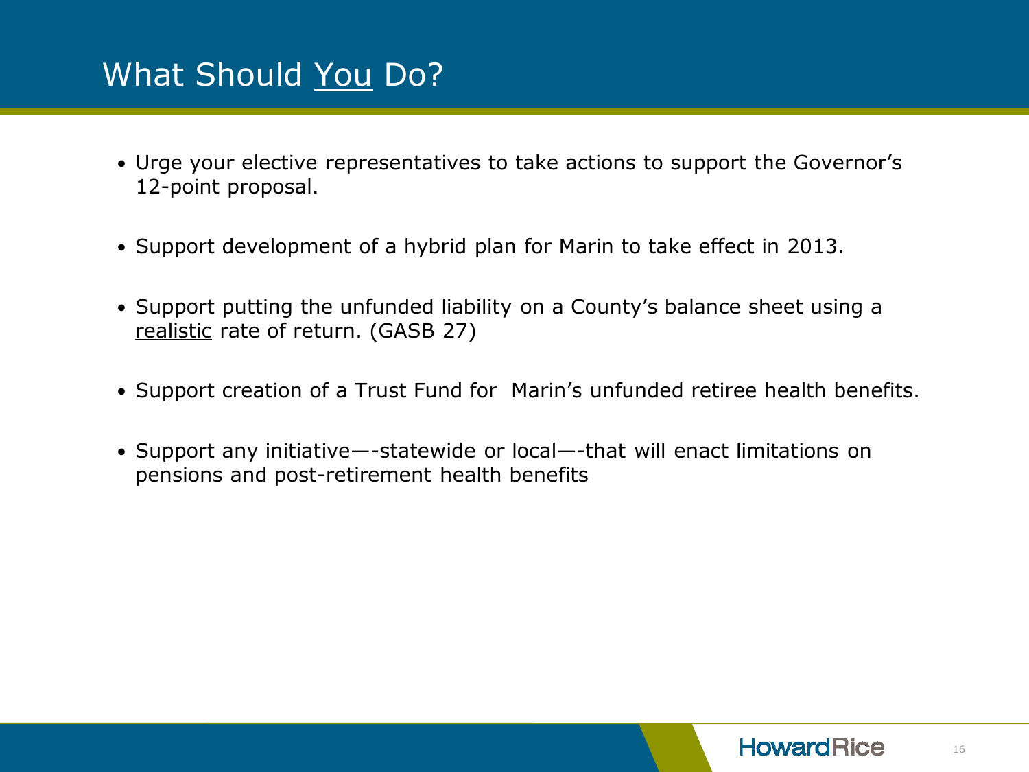# What Should You Do?

- Urge your elective representatives to take actions to support the Governor's 12-point proposal.
- Support development of a hybrid plan for Marin to take effect in 2013.
- Support putting the unfunded liability on a County's balance sheet using a realistic rate of return. (GASB 27)
- Support creation of a Trust Fund for Marin's unfunded retiree health benefits.
- Support any initiative—-statewide or local—-that will enact limitations on pensions and post-retirement health benefits